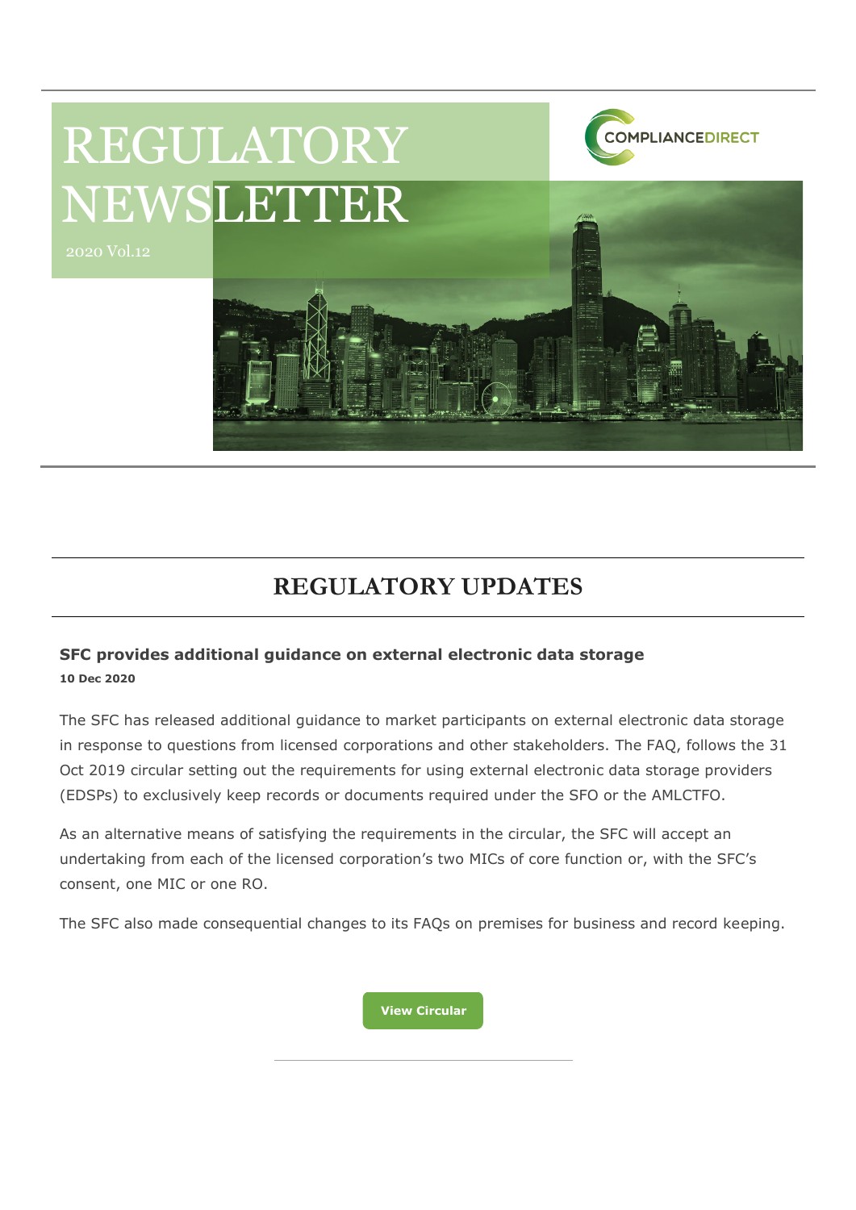# REGULATORY NEWSLETTER

2020 Vol.12

COMPLIANCEDIRECT

## REGULATORY UPDATES

### SFC provides additional guidance on external electronic data storage

**10 Dec 2020**

The SFC has released additional guidance to market participants on external electronic data storage in response to questions from licensed corporations and other stakeholders. The FAQ, follows the 31 Oct 2019 circular setting out the requirements for using external electronic data storage providers (EDSPs) to exclusively keep records or documents required under the SFO or the AMLCTFO.

As an alternative means of satisfying the requirements in the circular, the SFC will accept an undertaking from each of the licensed corporation's two MICs of core function or, with the SFC's consent, one MIC or one RO.

The SFC also made consequential changes to its FAQs on premises for business and record keeping.

View Circular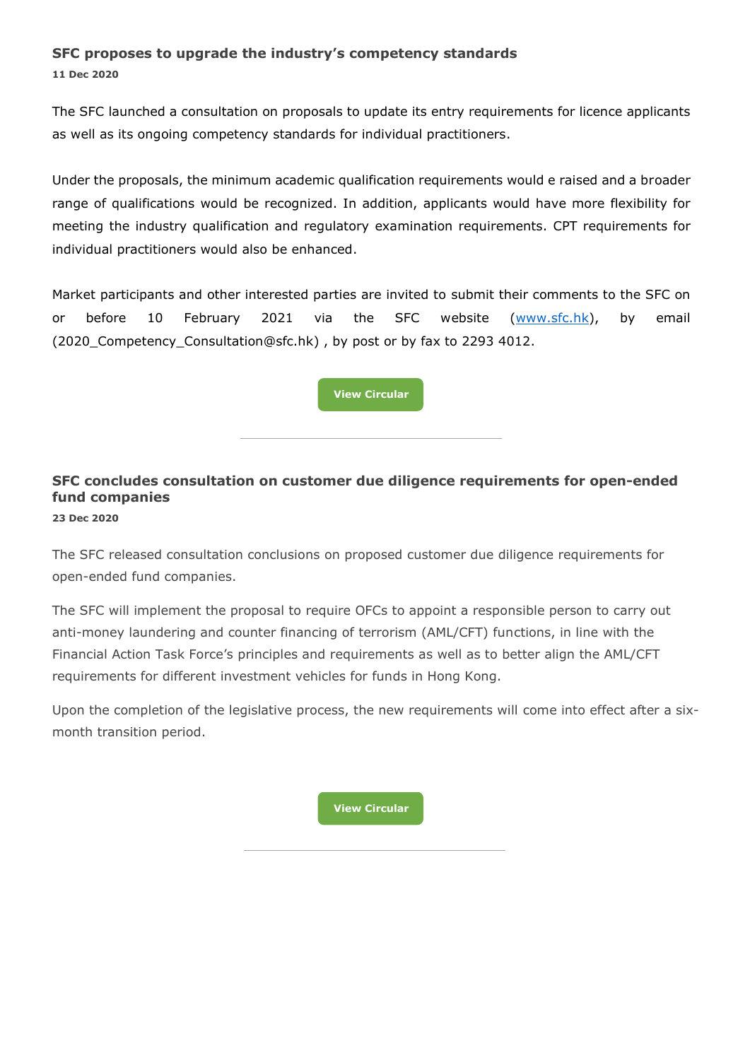### SFC proposes to upgrade the industry's competency standards

**11 Dec 2020**

The SFC launched a consultation on proposals to update its entry requirements for licence applicants as well as its ongoing competency standards for individual practitioners.

Under the proposals, the minimum academic qualification requirements would e raised and a broader range of qualifications would be recognized. In addition, applicants would have more flexibility for meeting the industry qualification and regulatory examination requirements. CPT requirements for individual practitioners would also be enhanced.

Market participants and other interested parties are invited to submit their comments to the SFC on or before 10 February 2021 via the SFC website (www.sfc.hk), by email (2020_Competency_Consultation@sfc.hk) , by post or by fax to 2293 4012.

View Circular

---

### SFC concludes consultation on customer due diligence requirements for open-ended fund companies

**23 Dec 2020**

The SFC released consultation conclusions on proposed customer due diligence requirements for open-ended fund companies.

The SFC will implement the proposal to require OFCs to appoint a responsible person to carry out anti-money laundering and counter financing of terrorism (AML/CFT) functions, in line with the Financial Action Task Force's principles and requirements as well as to better align the AML/CFT requirements for different investment vehicles for funds in Hong Kong.

Upon the completion of the legislative process, the new requirements will come into effect after a six-month transition period.

View Circular

---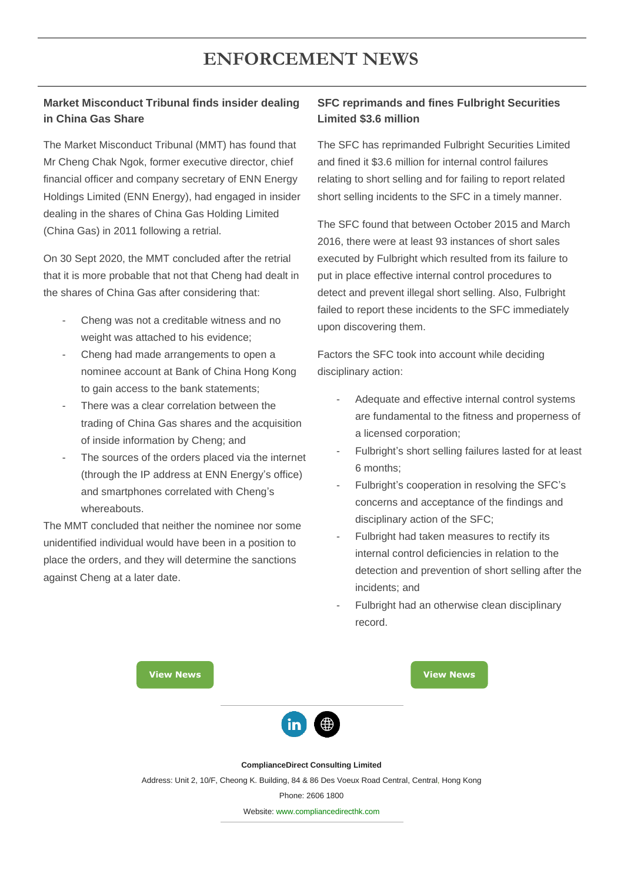# ENFORCEMENT NEWS

### Market Misconduct Tribunal finds insider dealing in China Gas Share

The Market Misconduct Tribunal (MMT) has found that Mr Cheng Chak Ngok, former executive director, chief financial officer and company secretary of ENN Energy Holdings Limited (ENN Energy), had engaged in insider dealing in the shares of China Gas Holding Limited (China Gas) in 2011 following a retrial.

On 30 Sept 2020, the MMT concluded after the retrial that it is more probable that not that Cheng had dealt in the shares of China Gas after considering that:

- Cheng was not a creditable witness and no weight was attached to his evidence;
- Cheng had made arrangements to open a nominee account at Bank of China Hong Kong to gain access to the bank statements;
- There was a clear correlation between the trading of China Gas shares and the acquisition of inside information by Cheng; and
- The sources of the orders placed via the internet (through the IP address at ENN Energy's office) and smartphones correlated with Cheng's whereabouts.

The MMT concluded that neither the nominee nor some unidentified individual would have been in a position to place the orders, and they will determine the sanctions against Cheng at a later date.

View News

### SFC reprimands and fines Fulbright Securities Limited $3.6 million

The SFC has reprimanded Fulbright Securities Limited and fined it $3.6 million for internal control failures relating to short selling and for failing to report related short selling incidents to the SFC in a timely manner.

The SFC found that between October 2015 and March 2016, there were at least 93 instances of short sales executed by Fulbright which resulted from its failure to put in place effective internal control procedures to detect and prevent illegal short selling. Also, Fulbright failed to report these incidents to the SFC immediately upon discovering them.

Factors the SFC took into account while deciding disciplinary action:

- Adequate and effective internal control systems are fundamental to the fitness and properness of a licensed corporation;
- Fulbright's short selling failures lasted for at least 6 months;
- Fulbright's cooperation in resolving the SFC's concerns and acceptance of the findings and disciplinary action of the SFC;
- Fulbright had taken measures to rectify its internal control deficiencies in relation to the detection and prevention of short selling after the incidents; and
- Fulbright had an otherwise clean disciplinary record.

View News

**ComplianceDirect Consulting Limited**

Address: Unit 2, 10/F, Cheong K. Building, 84 & 86 Des Voeux Road Central, Central, Hong Kong

Phone: 2606 1800

Website: www.compliancedirecthk.com